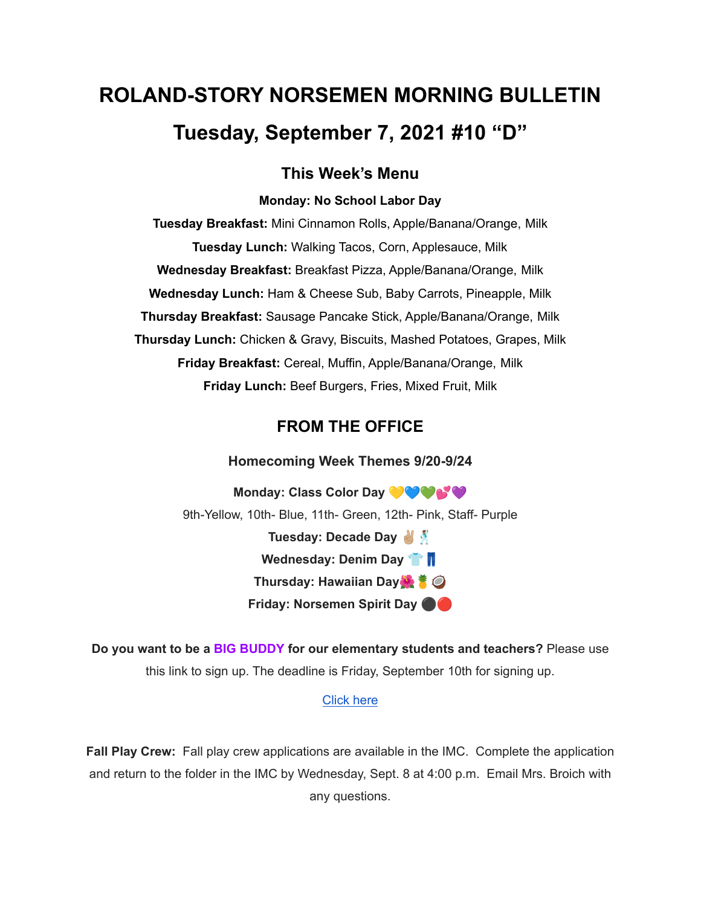# ROLAND-STORY NORSEMEN MORNING BULLETIN

# Tuesday, September 7, 2021 #10 “D”

## This Week’s Menu

**Monday: No School Labor Day**

**Tuesday Breakfast:** Mini Cinnamon Rolls, Apple/Banana/Orange, Milk

**Tuesday Lunch:** Walking Tacos, Corn, Applesauce, Milk

**Wednesday Breakfast:** Breakfast Pizza, Apple/Banana/Orange, Milk

**Wednesday Lunch:** Ham & Cheese Sub, Baby Carrots, Pineapple, Milk

**Thursday Breakfast:** Sausage Pancake Stick, Apple/Banana/Orange, Milk

**Thursday Lunch:** Chicken & Gravy, Biscuits, Mashed Potatoes, Grapes, Milk

**Friday Breakfast:** Cereal, Muffin, Apple/Banana/Orange, Milk

**Friday Lunch:** Beef Burgers, Fries, Mixed Fruit, Milk

## FROM THE OFFICE

### Homecoming Week Themes 9/20-9/24

**Monday: Class Color Day** 💛💙💚💕💜

9th-Yellow, 10th- Blue, 11th- Green, 12th- Pink, Staff- Purple

**Tuesday: Decade Day** ✌🏽🕺

**Wednesday: Denim Day** 👕👖

**Thursday: Hawaiian Day**🌺🍍🥥

**Friday: Norsemen Spirit Day** ⚫🔴

**Do you want to be a BIG BUDDY for our elementary students and teachers?** Please use this link to sign up. The deadline is Friday, September 10th for signing up.

Click here

**Fall Play Crew:** Fall play crew applications are available in the IMC. Complete the application and return to the folder in the IMC by Wednesday, Sept. 8 at 4:00 p.m. Email Mrs. Broich with any questions.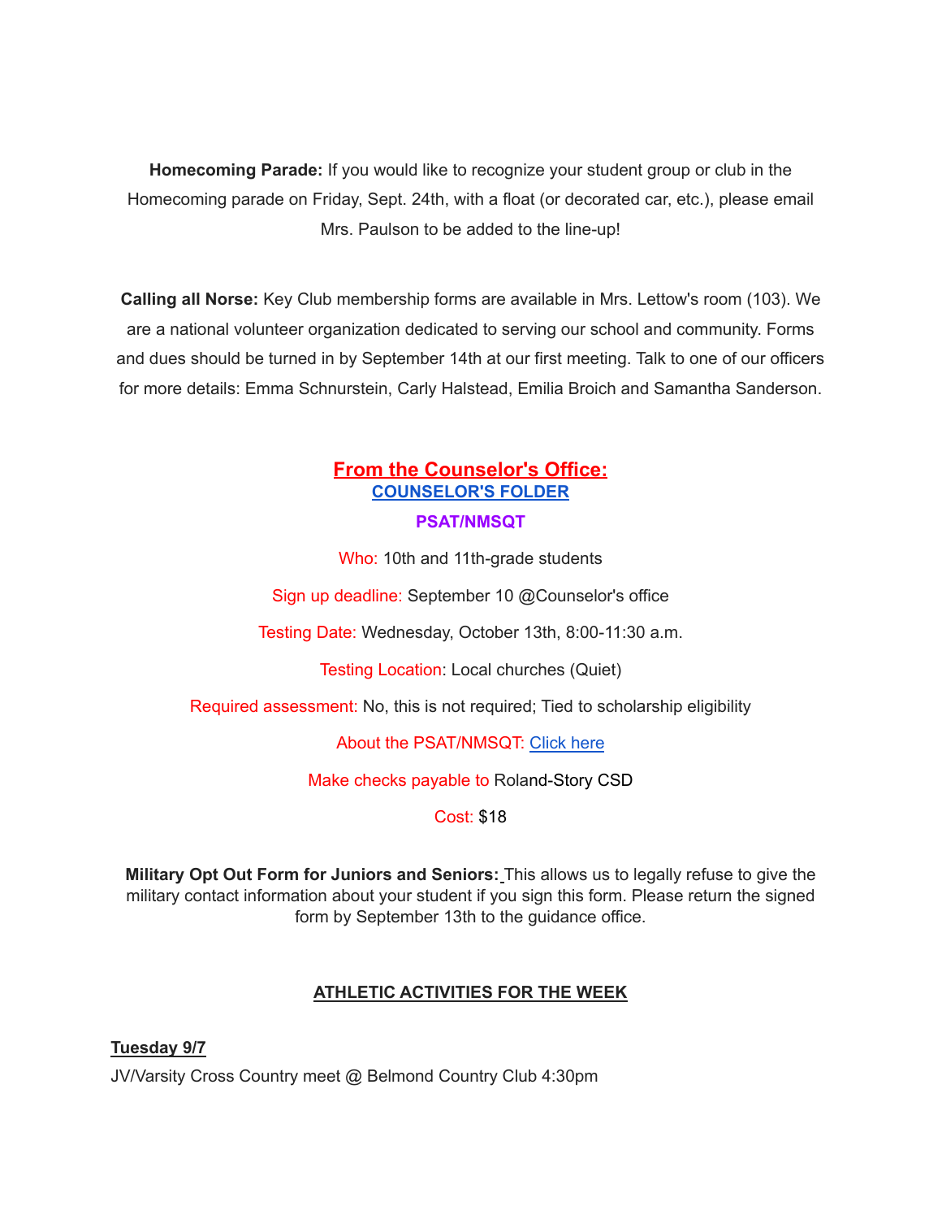**Homecoming Parade:** If you would like to recognize your student group or club in the Homecoming parade on Friday, Sept. 24th, with a float (or decorated car, etc.), please email Mrs. Paulson to be added to the line-up!

**Calling all Norse:** Key Club membership forms are available in Mrs. Lettow's room (103). We are a national volunteer organization dedicated to serving our school and community. Forms and dues should be turned in by September 14th at our first meeting. Talk to one of our officers for more details: Emma Schnurstein, Carly Halstead, Emilia Broich and Samantha Sanderson.

## From the Counselor's Office:

**COUNSELOR'S FOLDER**

**PSAT/NMSQT**

Who: 10th and 11th-grade students

Sign up deadline: September 10 @Counselor's office

Testing Date: Wednesday, October 13th, 8:00-11:30 a.m.

Testing Location: Local churches (Quiet)

Required assessment: No, this is not required; Tied to scholarship eligibility

About the PSAT/NMSQT: Click here

Make checks payable to Roland-Story CSD

Cost: $18

**Military Opt Out Form for Juniors and Seniors:** This allows us to legally refuse to give the military contact information about your student if you sign this form. Please return the signed form by September 13th to the guidance office.

## ATHLETIC ACTIVITIES FOR THE WEEK

**Tuesday 9/7**

JV/Varsity Cross Country meet @ Belmond Country Club 4:30pm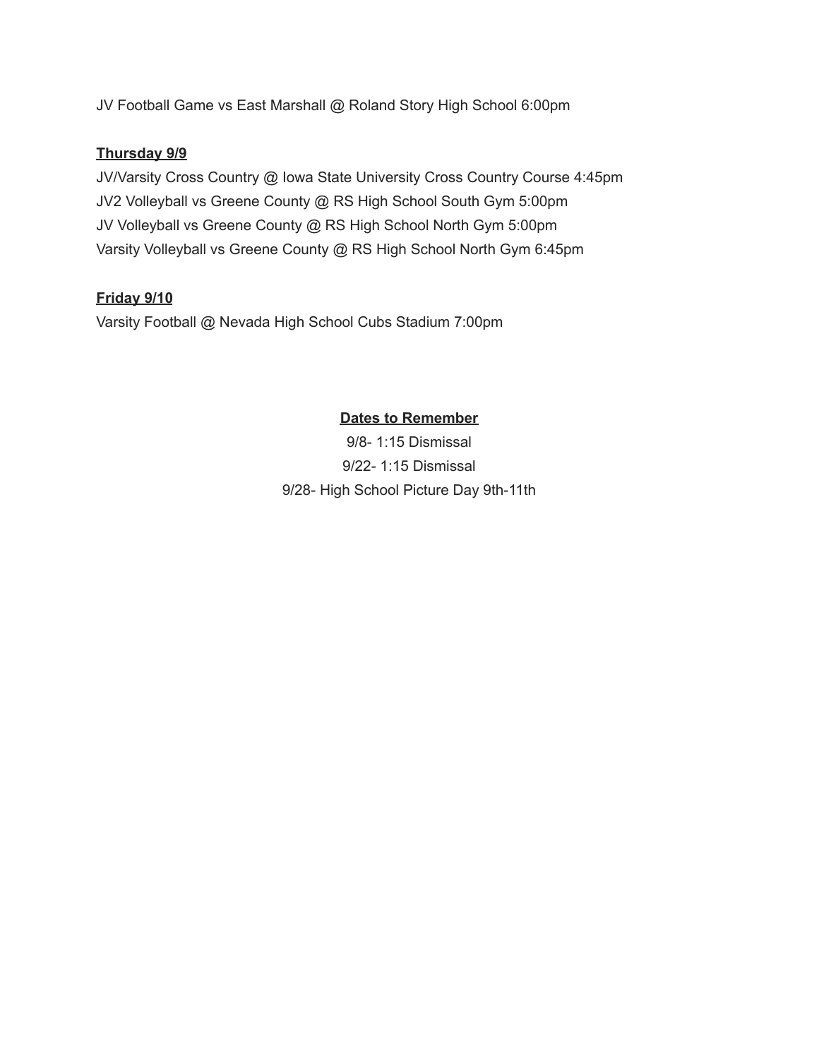JV Football Game vs East Marshall @ Roland Story High School 6:00pm

**Thursday 9/9**

JV/Varsity Cross Country @ Iowa State University Cross Country Course 4:45pm
JV2 Volleyball vs Greene County @ RS High School South Gym 5:00pm
JV Volleyball vs Greene County @ RS High School North Gym 5:00pm
Varsity Volleyball vs Greene County @ RS High School North Gym 6:45pm

**Friday 9/10**

Varsity Football @ Nevada High School Cubs Stadium 7:00pm

**Dates to Remember**

9/8- 1:15 Dismissal
9/22- 1:15 Dismissal
9/28- High School Picture Day 9th-11th